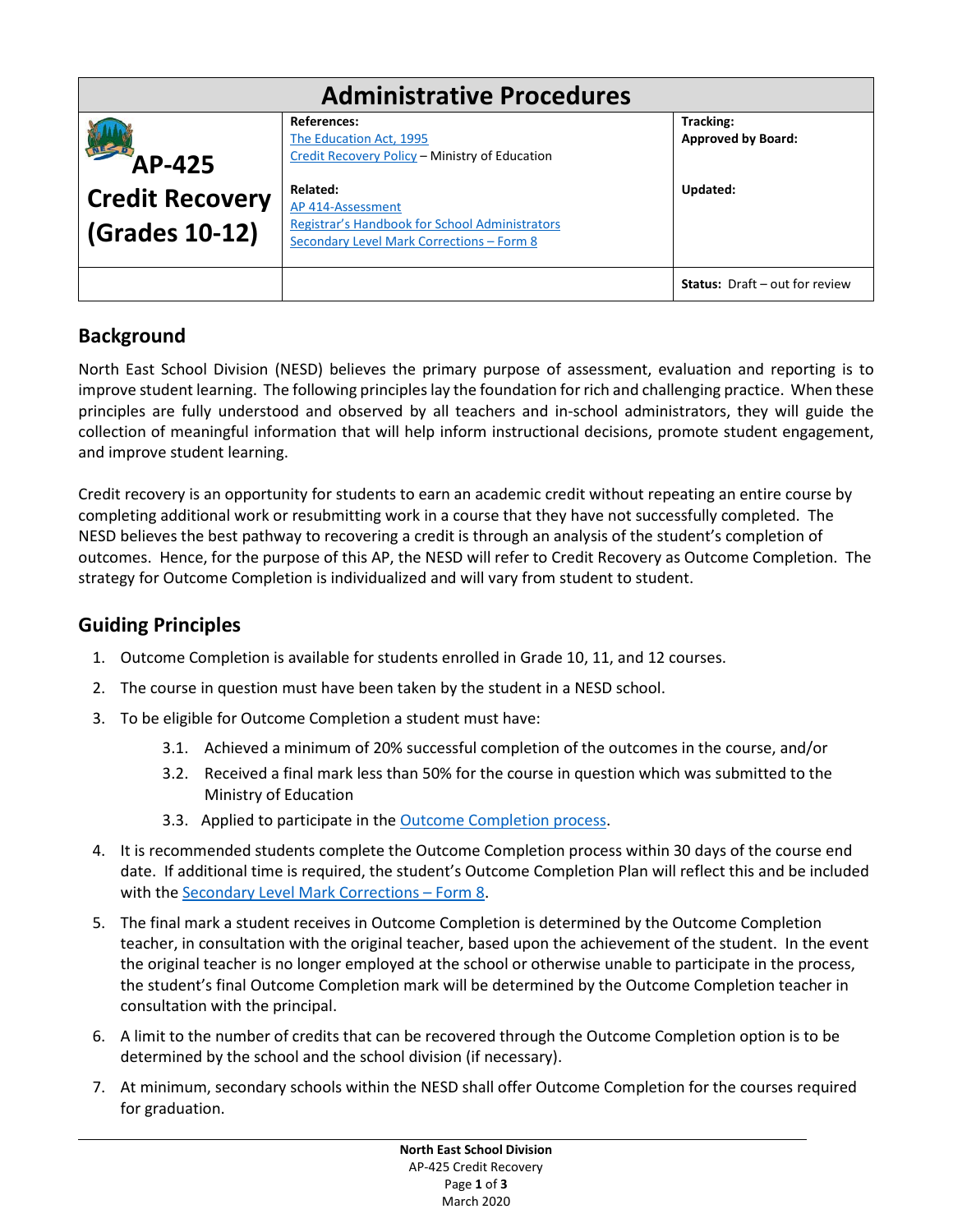# Administrative Procedures

| | | |
|---|---|---|
| **AP-425 Credit Recovery (Grades 10-12)** | **References:**<br>The Education Act, 1995<br>Credit Recovery Policy – Ministry of Education<br><br>**Related:**<br>AP 414-Assessment<br>Registrar's Handbook for School Administrators<br>Secondary Level Mark Corrections – Form 8 | **Tracking:**<br>**Approved by Board:**<br><br>**Updated:** |
| | | **Status:** Draft – out for review |

## Background

North East School Division (NESD) believes the primary purpose of assessment, evaluation and reporting is to improve student learning. The following principles lay the foundation for rich and challenging practice. When these principles are fully understood and observed by all teachers and in-school administrators, they will guide the collection of meaningful information that will help inform instructional decisions, promote student engagement, and improve student learning.

Credit recovery is an opportunity for students to earn an academic credit without repeating an entire course by completing additional work or resubmitting work in a course that they have not successfully completed. The NESD believes the best pathway to recovering a credit is through an analysis of the student's completion of outcomes. Hence, for the purpose of this AP, the NESD will refer to Credit Recovery as Outcome Completion. The strategy for Outcome Completion is individualized and will vary from student to student.

## Guiding Principles

1. Outcome Completion is available for students enrolled in Grade 10, 11, and 12 courses.
2. The course in question must have been taken by the student in a NESD school.
3. To be eligible for Outcome Completion a student must have:
   3.1. Achieved a minimum of 20% successful completion of the outcomes in the course, and/or
   3.2. Received a final mark less than 50% for the course in question which was submitted to the Ministry of Education
   3.3. Applied to participate in the Outcome Completion process.
4. It is recommended students complete the Outcome Completion process within 30 days of the course end date. If additional time is required, the student's Outcome Completion Plan will reflect this and be included with the Secondary Level Mark Corrections – Form 8.
5. The final mark a student receives in Outcome Completion is determined by the Outcome Completion teacher, in consultation with the original teacher, based upon the achievement of the student. In the event the original teacher is no longer employed at the school or otherwise unable to participate in the process, the student's final Outcome Completion mark will be determined by the Outcome Completion teacher in consultation with the principal.
6. A limit to the number of credits that can be recovered through the Outcome Completion option is to be determined by the school and the school division (if necessary).
7. At minimum, secondary schools within the NESD shall offer Outcome Completion for the courses required for graduation.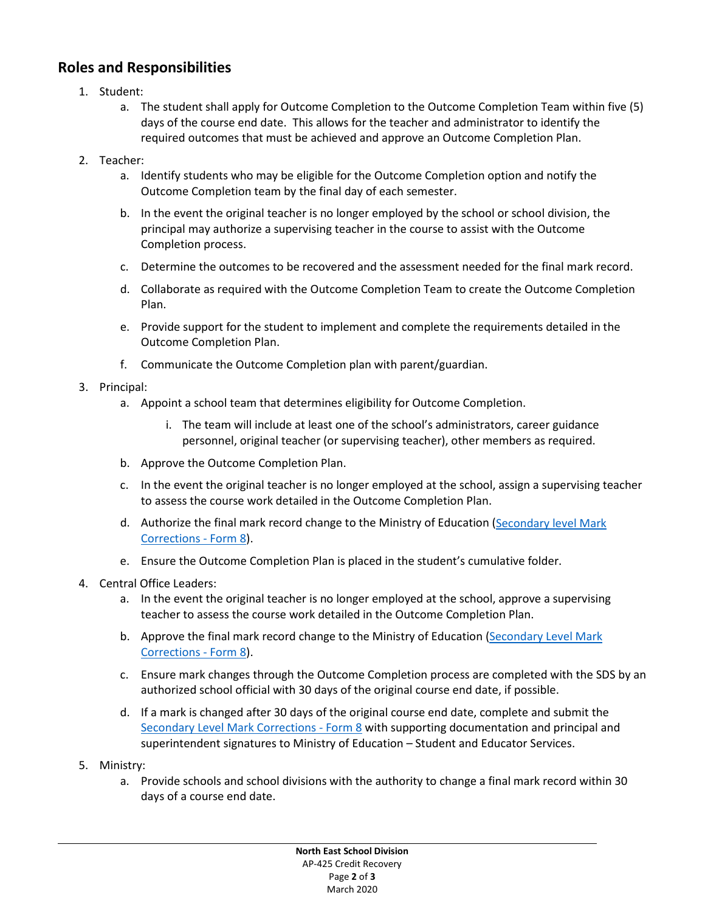## Roles and Responsibilities

1. Student:
   a. The student shall apply for Outcome Completion to the Outcome Completion Team within five (5) days of the course end date. This allows for the teacher and administrator to identify the required outcomes that must be achieved and approve an Outcome Completion Plan.

2. Teacher:
   a. Identify students who may be eligible for the Outcome Completion option and notify the Outcome Completion team by the final day of each semester.

   b. In the event the original teacher is no longer employed by the school or school division, the principal may authorize a supervising teacher in the course to assist with the Outcome Completion process.

   c. Determine the outcomes to be recovered and the assessment needed for the final mark record.

   d. Collaborate as required with the Outcome Completion Team to create the Outcome Completion Plan.

   e. Provide support for the student to implement and complete the requirements detailed in the Outcome Completion Plan.

   f. Communicate the Outcome Completion plan with parent/guardian.

3. Principal:
   a. Appoint a school team that determines eligibility for Outcome Completion.

      i. The team will include at least one of the school's administrators, career guidance personnel, original teacher (or supervising teacher), other members as required.

   b. Approve the Outcome Completion Plan.

   c. In the event the original teacher is no longer employed at the school, assign a supervising teacher to assess the course work detailed in the Outcome Completion Plan.

   d. Authorize the final mark record change to the Ministry of Education (Secondary level Mark Corrections - Form 8).

   e. Ensure the Outcome Completion Plan is placed in the student's cumulative folder.

4. Central Office Leaders:
   a. In the event the original teacher is no longer employed at the school, approve a supervising teacher to assess the course work detailed in the Outcome Completion Plan.

   b. Approve the final mark record change to the Ministry of Education (Secondary Level Mark Corrections - Form 8).

   c. Ensure mark changes through the Outcome Completion process are completed with the SDS by an authorized school official with 30 days of the original course end date, if possible.

   d. If a mark is changed after 30 days of the original course end date, complete and submit the Secondary Level Mark Corrections - Form 8 with supporting documentation and principal and superintendent signatures to Ministry of Education – Student and Educator Services.

5. Ministry:
   a. Provide schools and school divisions with the authority to change a final mark record within 30 days of a course end date.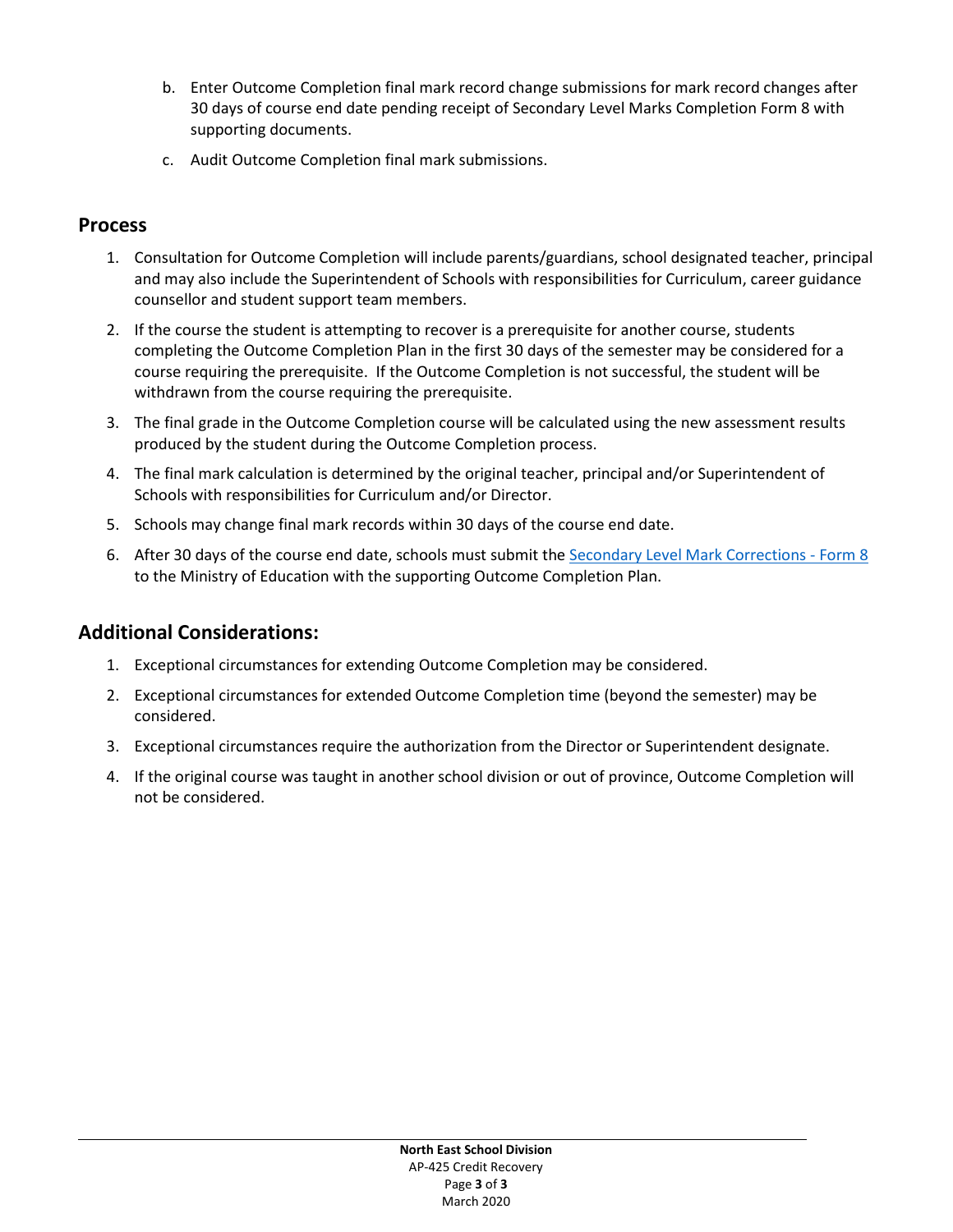b. Enter Outcome Completion final mark record change submissions for mark record changes after 30 days of course end date pending receipt of Secondary Level Marks Completion Form 8 with supporting documents.

c. Audit Outcome Completion final mark submissions.

## Process

1. Consultation for Outcome Completion will include parents/guardians, school designated teacher, principal and may also include the Superintendent of Schools with responsibilities for Curriculum, career guidance counsellor and student support team members.
2. If the course the student is attempting to recover is a prerequisite for another course, students completing the Outcome Completion Plan in the first 30 days of the semester may be considered for a course requiring the prerequisite. If the Outcome Completion is not successful, the student will be withdrawn from the course requiring the prerequisite.
3. The final grade in the Outcome Completion course will be calculated using the new assessment results produced by the student during the Outcome Completion process.
4. The final mark calculation is determined by the original teacher, principal and/or Superintendent of Schools with responsibilities for Curriculum and/or Director.
5. Schools may change final mark records within 30 days of the course end date.
6. After 30 days of the course end date, schools must submit the Secondary Level Mark Corrections - Form 8 to the Ministry of Education with the supporting Outcome Completion Plan.

## Additional Considerations:

1. Exceptional circumstances for extending Outcome Completion may be considered.
2. Exceptional circumstances for extended Outcome Completion time (beyond the semester) may be considered.
3. Exceptional circumstances require the authorization from the Director or Superintendent designate.
4. If the original course was taught in another school division or out of province, Outcome Completion will not be considered.